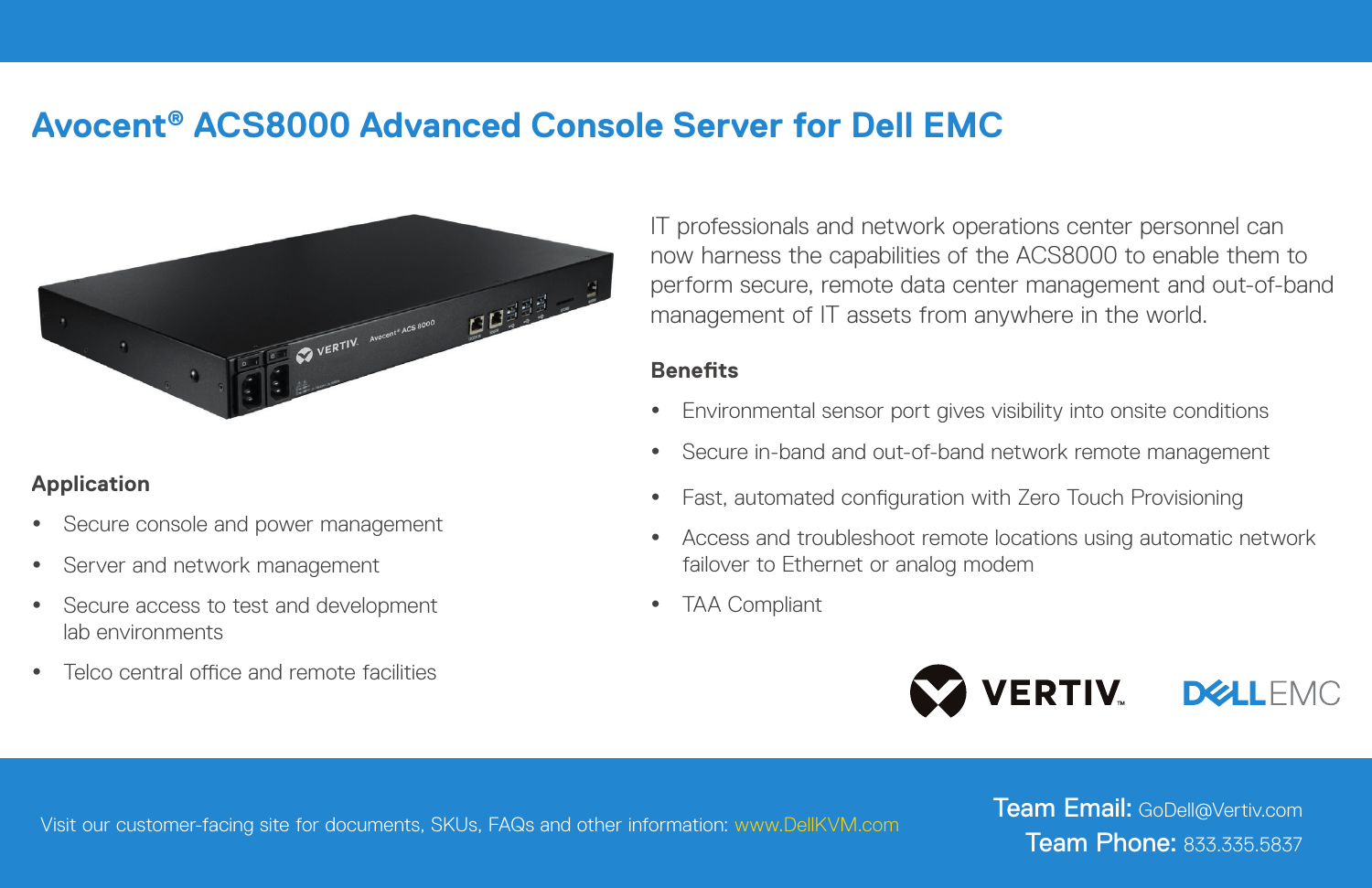# Avocent® ACS8000 Advanced Console Server for Dell EMC

IT professionals and network operations center personnel can now harness the capabilities of the ACS8000 to enable them to perform secure, remote data center management and out-of-band management of IT assets from anywhere in the world.

### Application

- Secure console and power management
- Server and network management
- Secure access to test and development lab environments
- Telco central office and remote facilities

### Benefits

- Environmental sensor port gives visibility into onsite conditions
- Secure in-band and out-of-band network remote management
- Fast, automated configuration with Zero Touch Provisioning
- Access and troubleshoot remote locations using automatic network failover to Ethernet or analog modem
- TAA Compliant

VERTIV. DELL EMC

Visit our customer-facing site for documents, SKUs, FAQs and other information: www.DellKVM.com

**Team Email:** GoDell@Vertiv.com
**Team Phone:** 833.335.5837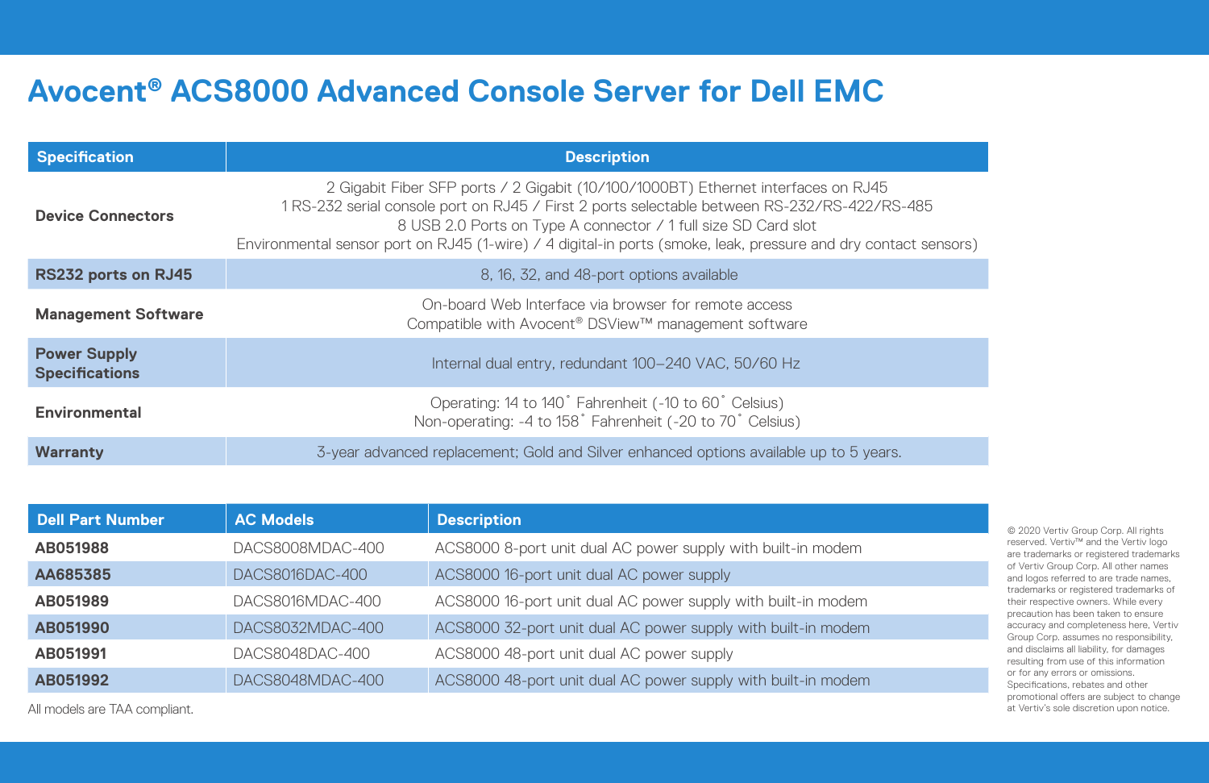# Avocent® ACS8000 Advanced Console Server for Dell EMC

| Specification | Description |
|---|---|
| **Device Connectors** | 2 Gigabit Fiber SFP ports / 2 Gigabit (10/100/1000BT) Ethernet interfaces on RJ45<br>1 RS-232 serial console port on RJ45 / First 2 ports selectable between RS-232/RS-422/RS-485<br>8 USB 2.0 Ports on Type A connector / 1 full size SD Card slot<br>Environmental sensor port on RJ45 (1-wire) / 4 digital-in ports (smoke, leak, pressure and dry contact sensors) |
| **RS232 ports on RJ45** | 8, 16, 32, and 48-port options available |
| **Management Software** | On-board Web Interface via browser for remote access<br>Compatible with Avocent® DSView™ management software |
| **Power Supply Specifications** | Internal dual entry, redundant 100–240 VAC, 50/60 Hz |
| **Environmental** | Operating: 14 to 140˚ Fahrenheit (-10 to 60˚ Celsius)<br>Non-operating: -4 to 158˚ Fahrenheit (-20 to 70˚ Celsius) |
| **Warranty** | 3-year advanced replacement; Gold and Silver enhanced options available up to 5 years. |

| Dell Part Number | AC Models | Description |
|---|---|---|
| **AB051988** | DACS8008MDAC-400 | ACS8000 8-port unit dual AC power supply with built-in modem |
| **AA685385** | DACS8016DAC-400 | ACS8000 16-port unit dual AC power supply |
| **AB051989** | DACS8016MDAC-400 | ACS8000 16-port unit dual AC power supply with built-in modem |
| **AB051990** | DACS8032MDAC-400 | ACS8000 32-port unit dual AC power supply with built-in modem |
| **AB051991** | DACS8048DAC-400 | ACS8000 48-port unit dual AC power supply |
| **AB051992** | DACS8048MDAC-400 | ACS8000 48-port unit dual AC power supply with built-in modem |

All models are TAA compliant.

© 2020 Vertiv Group Corp. All rights reserved. Vertiv™ and the Vertiv logo are trademarks or registered trademarks of Vertiv Group Corp. All other names and logos referred to are trade names, trademarks or registered trademarks of their respective owners. While every precaution has been taken to ensure accuracy and completeness here, Vertiv Group Corp. assumes no responsibility, and disclaims all liability, for damages resulting from use of this information or for any errors or omissions. Specifications, rebates and other promotional offers are subject to change at Vertiv's sole discretion upon notice.